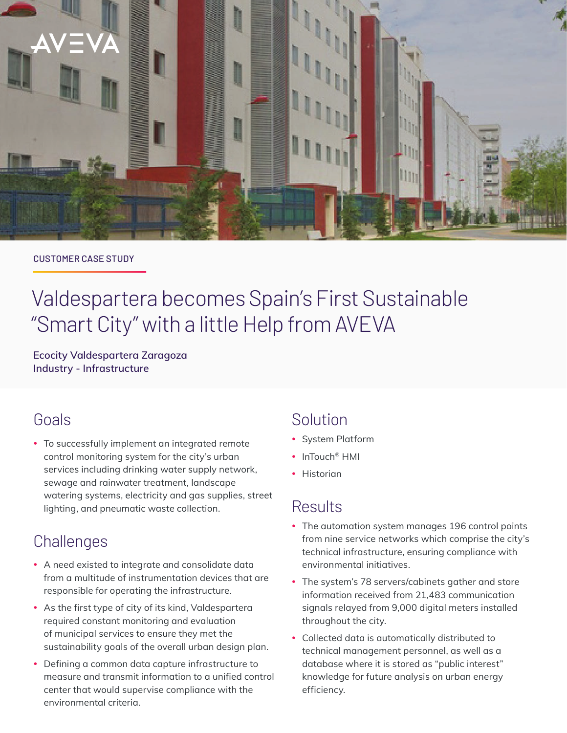CUSTOMER CASE STUDY

# Valdespartera becomes Spain's First Sustainable "Smart City" with a little Help from AVEVA

**Ecocity Valdespartera Zaragoza**
**Industry - Infrastructure**

## Goals

- To successfully implement an integrated remote control monitoring system for the city's urban services including drinking water supply network, sewage and rainwater treatment, landscape watering systems, electricity and gas supplies, street lighting, and pneumatic waste collection.

## Challenges

- A need existed to integrate and consolidate data from a multitude of instrumentation devices that are responsible for operating the infrastructure.
- As the first type of city of its kind, Valdespartera required constant monitoring and evaluation of municipal services to ensure they met the sustainability goals of the overall urban design plan.
- Defining a common data capture infrastructure to measure and transmit information to a unified control center that would supervise compliance with the environmental criteria.

## Solution

- System Platform
- InTouch® HMI
- Historian

## Results

- The automation system manages 196 control points from nine service networks which comprise the city's technical infrastructure, ensuring compliance with environmental initiatives.
- The system's 78 servers/cabinets gather and store information received from 21,483 communication signals relayed from 9,000 digital meters installed throughout the city.
- Collected data is automatically distributed to technical management personnel, as well as a database where it is stored as "public interest" knowledge for future analysis on urban energy efficiency.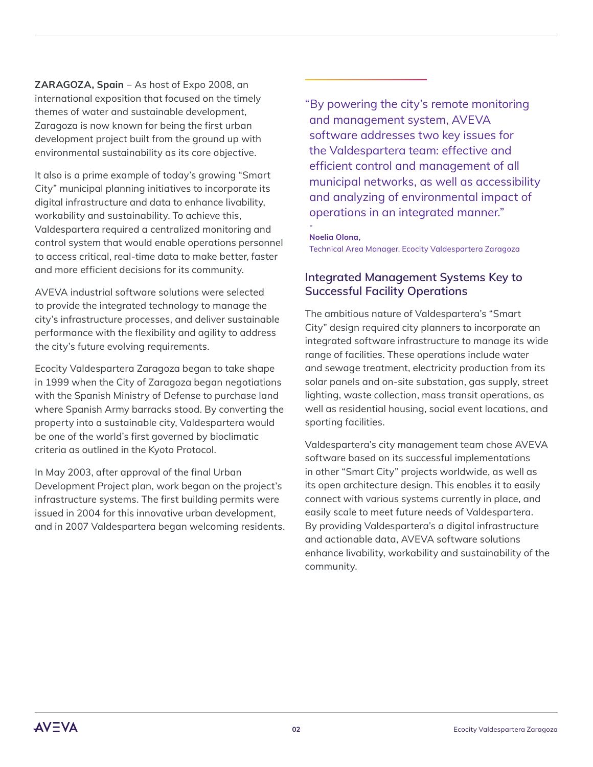**ZARAGOZA, Spain** – As host of Expo 2008, an international exposition that focused on the timely themes of water and sustainable development, Zaragoza is now known for being the first urban development project built from the ground up with environmental sustainability as its core objective.

It also is a prime example of today's growing "Smart City" municipal planning initiatives to incorporate its digital infrastructure and data to enhance livability, workability and sustainability. To achieve this, Valdespartera required a centralized monitoring and control system that would enable operations personnel to access critical, real-time data to make better, faster and more efficient decisions for its community.

AVEVA industrial software solutions were selected to provide the integrated technology to manage the city's infrastructure processes, and deliver sustainable performance with the flexibility and agility to address the city's future evolving requirements.

Ecocity Valdespartera Zaragoza began to take shape in 1999 when the City of Zaragoza began negotiations with the Spanish Ministry of Defense to purchase land where Spanish Army barracks stood. By converting the property into a sustainable city, Valdespartera would be one of the world's first governed by bioclimatic criteria as outlined in the Kyoto Protocol.

In May 2003, after approval of the final Urban Development Project plan, work began on the project's infrastructure systems. The first building permits were issued in 2004 for this innovative urban development, and in 2007 Valdespartera began welcoming residents.

> "By powering the city's remote monitoring and management system, AVEVA software addresses two key issues for the Valdespartera team: effective and efficient control and management of all municipal networks, as well as accessibility and analyzing of environmental impact of operations in an integrated manner."
>
> \-
>
> **Noelia Olona,**
> Technical Area Manager, Ecocity Valdespartera Zaragoza

## Integrated Management Systems Key to Successful Facility Operations

The ambitious nature of Valdespartera's "Smart City" design required city planners to incorporate an integrated software infrastructure to manage its wide range of facilities. These operations include water and sewage treatment, electricity production from its solar panels and on-site substation, gas supply, street lighting, waste collection, mass transit operations, as well as residential housing, social event locations, and sporting facilities.

Valdespartera's city management team chose AVEVA software based on its successful implementations in other "Smart City" projects worldwide, as well as its open architecture design. This enables it to easily connect with various systems currently in place, and easily scale to meet future needs of Valdespartera. By providing Valdespartera's a digital infrastructure and actionable data, AVEVA software solutions enhance livability, workability and sustainability of the community.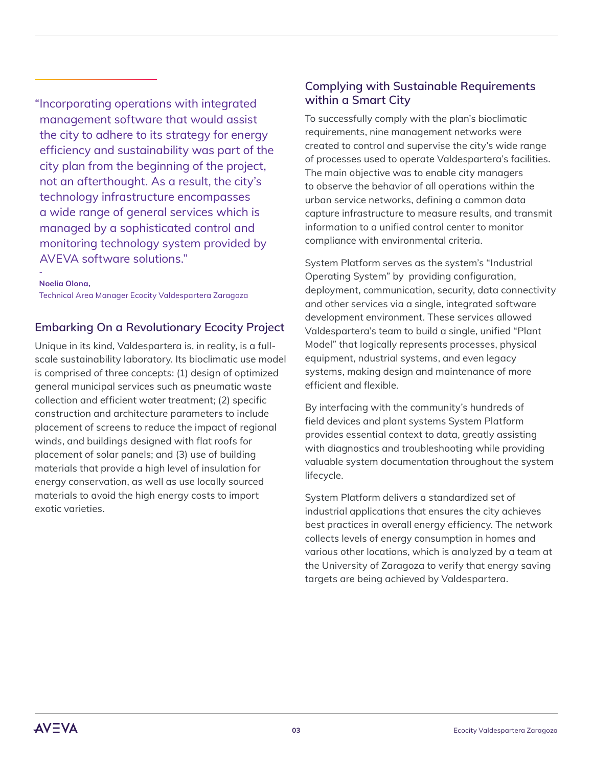> "Incorporating operations with integrated management software that would assist the city to adhere to its strategy for energy efficiency and sustainability was part of the city plan from the beginning of the project, not an afterthought. As a result, the city's technology infrastructure encompasses a wide range of general services which is managed by a sophisticated control and monitoring technology system provided by AVEVA software solutions."
>
> \-
> **Noelia Olona,**
> Technical Area Manager Ecocity Valdespartera Zaragoza

## Embarking On a Revolutionary Ecocity Project

Unique in its kind, Valdespartera is, in reality, is a full-scale sustainability laboratory. Its bioclimatic use model is comprised of three concepts: (1) design of optimized general municipal services such as pneumatic waste collection and efficient water treatment; (2) specific construction and architecture parameters to include placement of screens to reduce the impact of regional winds, and buildings designed with flat roofs for placement of solar panels; and (3) use of building materials that provide a high level of insulation for energy conservation, as well as use locally sourced materials to avoid the high energy costs to import exotic varieties.

## Complying with Sustainable Requirements within a Smart City

To successfully comply with the plan's bioclimatic requirements, nine management networks were created to control and supervise the city's wide range of processes used to operate Valdespartera's facilities. The main objective was to enable city managers to observe the behavior of all operations within the urban service networks, defining a common data capture infrastructure to measure results, and transmit information to a unified control center to monitor compliance with environmental criteria.

System Platform serves as the system's "Industrial Operating System" by providing configuration, deployment, communication, security, data connectivity and other services via a single, integrated software development environment. These services allowed Valdespartera's team to build a single, unified "Plant Model" that logically represents processes, physical equipment, ndustrial systems, and even legacy systems, making design and maintenance of more efficient and flexible.

By interfacing with the community's hundreds of field devices and plant systems System Platform provides essential context to data, greatly assisting with diagnostics and troubleshooting while providing valuable system documentation throughout the system lifecycle.

System Platform delivers a standardized set of industrial applications that ensures the city achieves best practices in overall energy efficiency. The network collects levels of energy consumption in homes and various other locations, which is analyzed by a team at the University of Zaragoza to verify that energy saving targets are being achieved by Valdespartera.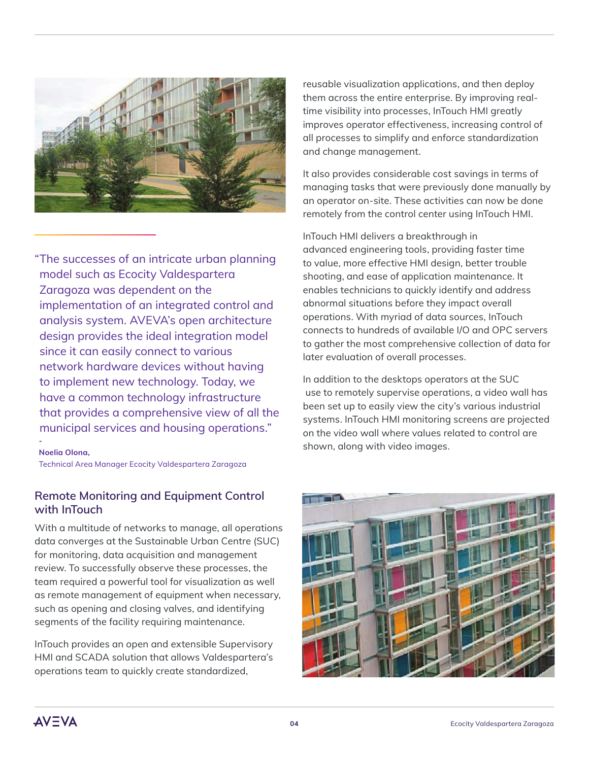> "The successes of an intricate urban planning model such as Ecocity Valdespartera Zaragoza was dependent on the implementation of an integrated control and analysis system. AVEVA's open architecture design provides the ideal integration model since it can easily connect to various network hardware devices without having to implement new technology. Today, we have a common technology infrastructure that provides a comprehensive view of all the municipal services and housing operations."

-
**Noelia Olona,**
Technical Area Manager Ecocity Valdespartera Zaragoza

## Remote Monitoring and Equipment Control with InTouch

With a multitude of networks to manage, all operations data converges at the Sustainable Urban Centre (SUC) for monitoring, data acquisition and management review. To successfully observe these processes, the team required a powerful tool for visualization as well as remote management of equipment when necessary, such as opening and closing valves, and identifying segments of the facility requiring maintenance.

InTouch provides an open and extensible Supervisory HMI and SCADA solution that allows Valdespartera's operations team to quickly create standardized, reusable visualization applications, and then deploy them across the entire enterprise. By improving real-time visibility into processes, InTouch HMI greatly improves operator effectiveness, increasing control of all processes to simplify and enforce standardization and change management.

It also provides considerable cost savings in terms of managing tasks that were previously done manually by an operator on-site. These activities can now be done remotely from the control center using InTouch HMI.

InTouch HMI delivers a breakthrough in advanced engineering tools, providing faster time to value, more effective HMI design, better trouble shooting, and ease of application maintenance. It enables technicians to quickly identify and address abnormal situations before they impact overall operations. With myriad of data sources, InTouch connects to hundreds of available I/O and OPC servers to gather the most comprehensive collection of data for later evaluation of overall processes.

In addition to the desktops operators at the SUC use to remotely supervise operations, a video wall has been set up to easily view the city's various industrial systems. InTouch HMI monitoring screens are projected on the video wall where values related to control are shown, along with video images.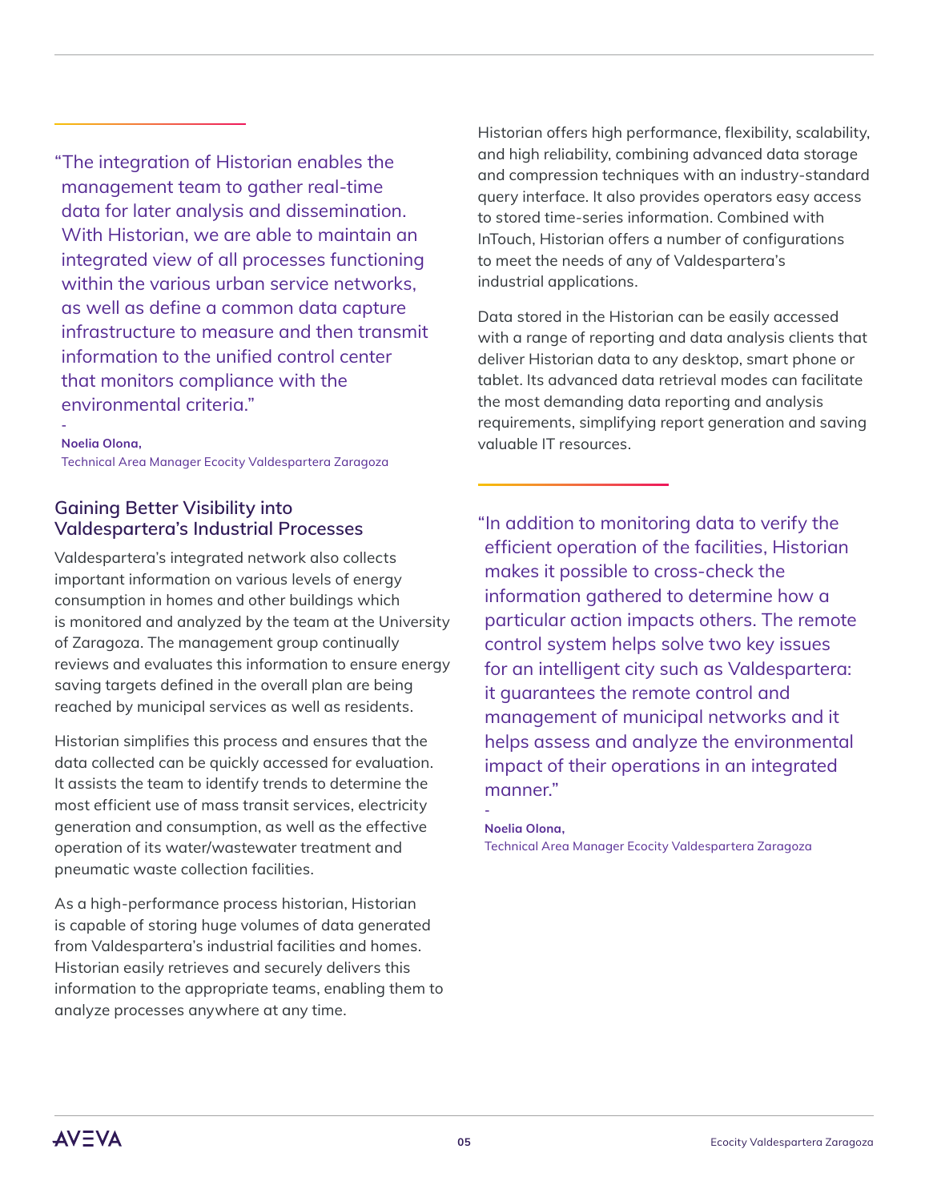> "The integration of Historian enables the management team to gather real-time data for later analysis and dissemination. With Historian, we are able to maintain an integrated view of all processes functioning within the various urban service networks, as well as define a common data capture infrastructure to measure and then transmit information to the unified control center that monitors compliance with the environmental criteria."
>
> \-
>
> **Noelia Olona,**
> Technical Area Manager Ecocity Valdespartera Zaragoza

## Gaining Better Visibility into Valdespartera's Industrial Processes

Valdespartera's integrated network also collects important information on various levels of energy consumption in homes and other buildings which is monitored and analyzed by the team at the University of Zaragoza. The management group continually reviews and evaluates this information to ensure energy saving targets defined in the overall plan are being reached by municipal services as well as residents.

Historian simplifies this process and ensures that the data collected can be quickly accessed for evaluation. It assists the team to identify trends to determine the most efficient use of mass transit services, electricity generation and consumption, as well as the effective operation of its water/wastewater treatment and pneumatic waste collection facilities.

As a high-performance process historian, Historian is capable of storing huge volumes of data generated from Valdespartera's industrial facilities and homes. Historian easily retrieves and securely delivers this information to the appropriate teams, enabling them to analyze processes anywhere at any time.

Historian offers high performance, flexibility, scalability, and high reliability, combining advanced data storage and compression techniques with an industry-standard query interface. It also provides operators easy access to stored time-series information. Combined with InTouch, Historian offers a number of configurations to meet the needs of any of Valdespartera's industrial applications.

Data stored in the Historian can be easily accessed with a range of reporting and data analysis clients that deliver Historian data to any desktop, smart phone or tablet. Its advanced data retrieval modes can facilitate the most demanding data reporting and analysis requirements, simplifying report generation and saving valuable IT resources.

> "In addition to monitoring data to verify the efficient operation of the facilities, Historian makes it possible to cross-check the information gathered to determine how a particular action impacts others. The remote control system helps solve two key issues for an intelligent city such as Valdespartera: it guarantees the remote control and management of municipal networks and it helps assess and analyze the environmental impact of their operations in an integrated manner."
>
> \-
>
> **Noelia Olona,**
> Technical Area Manager Ecocity Valdespartera Zaragoza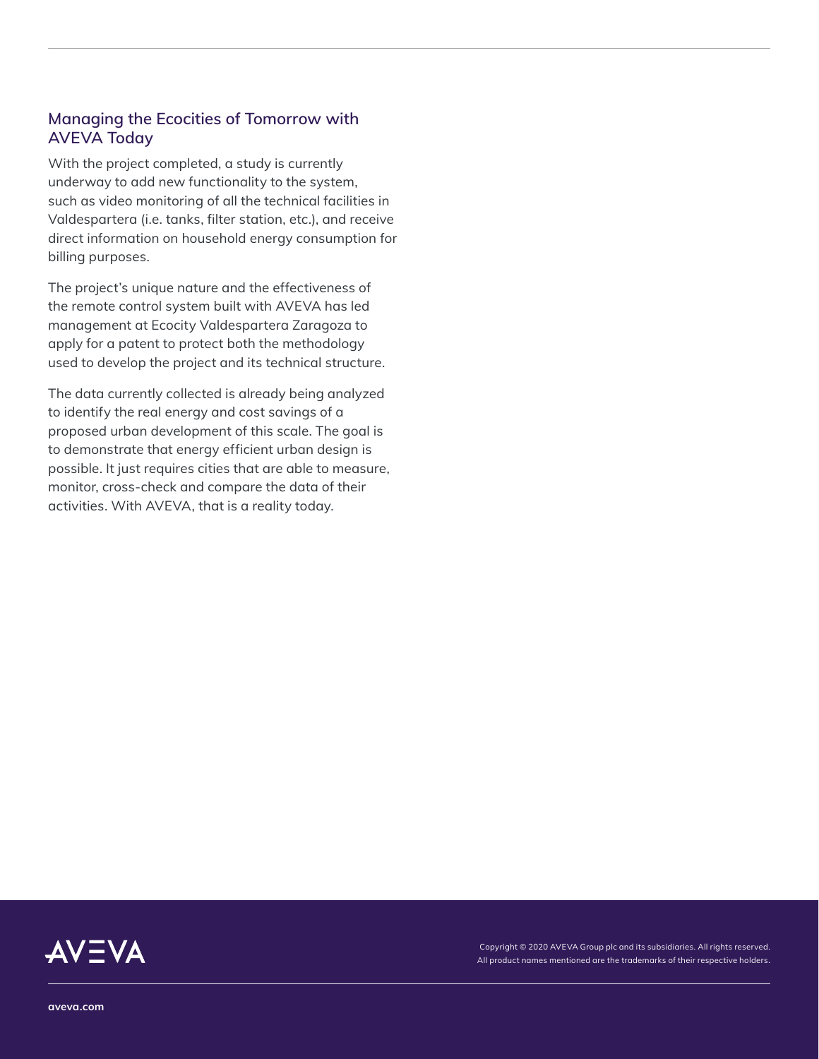## Managing the Ecocities of Tomorrow with AVEVA Today

With the project completed, a study is currently underway to add new functionality to the system, such as video monitoring of all the technical facilities in Valdespartera (i.e. tanks, filter station, etc.), and receive direct information on household energy consumption for billing purposes.

The project's unique nature and the effectiveness of the remote control system built with AVEVA has led management at Ecocity Valdespartera Zaragoza to apply for a patent to protect both the methodology used to develop the project and its technical structure.

The data currently collected is already being analyzed to identify the real energy and cost savings of a proposed urban development of this scale. The goal is to demonstrate that energy efficient urban design is possible. It just requires cities that are able to measure, monitor, cross-check and compare the data of their activities. With AVEVA, that is a reality today.

AVEVA

Copyright © 2020 AVEVA Group plc and its subsidiaries. All rights reserved.
All product names mentioned are the trademarks of their respective holders.

aveva.com